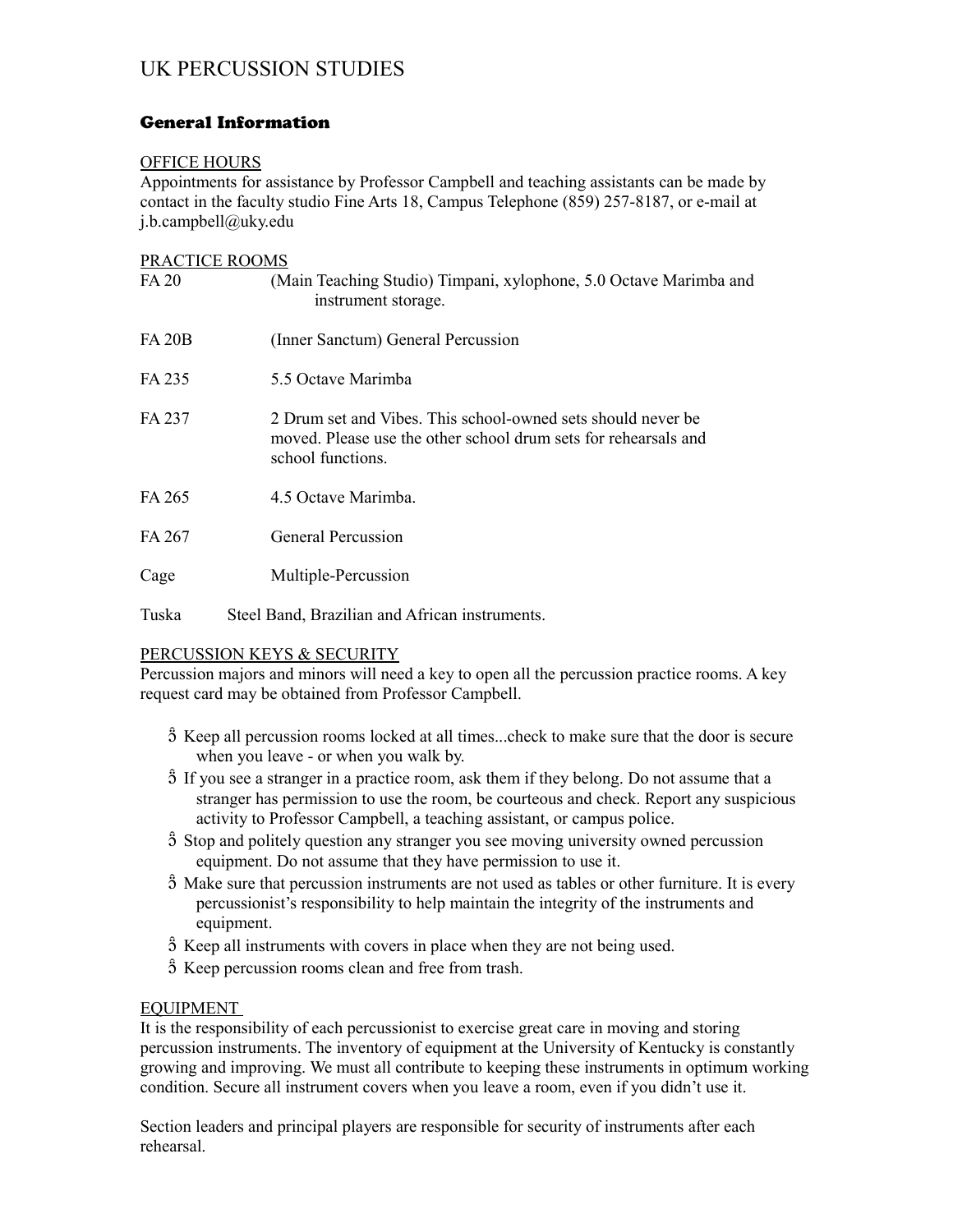# UK PERCUSSION STUDIES

## General Information

### OFFICE HOURS

Appointments for assistance by Professor Campbell and teaching assistants can be made by contact in the faculty studio Fine Arts 18, Campus Telephone (859) 257-8187, or e-mail at j.b.campbell@uky.edu

### PRACTICE ROOMS

| | |
|---|---|
| FA 20 | (Main Teaching Studio) Timpani, xylophone, 5.0 Octave Marimba and instrument storage. |
| FA 20B | (Inner Sanctum) General Percussion |
| FA 235 | 5.5 Octave Marimba |
| FA 237 | 2 Drum set and Vibes. This school-owned sets should never be moved. Please use the other school drum sets for rehearsals and school functions. |
| FA 265 | 4.5 Octave Marimba. |
| FA 267 | General Percussion |
| Cage | Multiple-Percussion |
| Tuska | Steel Band, Brazilian and African instruments. |

### PERCUSSION KEYS & SECURITY

Percussion majors and minors will need a key to open all the percussion practice rooms. A key request card may be obtained from Professor Campbell.

- Keep all percussion rooms locked at all times...check to make sure that the door is secure when you leave - or when you walk by.
- If you see a stranger in a practice room, ask them if they belong. Do not assume that a stranger has permission to use the room, be courteous and check. Report any suspicious activity to Professor Campbell, a teaching assistant, or campus police.
- Stop and politely question any stranger you see moving university owned percussion equipment. Do not assume that they have permission to use it.
- Make sure that percussion instruments are not used as tables or other furniture. It is every percussionist's responsibility to help maintain the integrity of the instruments and equipment.
- Keep all instruments with covers in place when they are not being used.
- Keep percussion rooms clean and free from trash.

### EQUIPMENT

It is the responsibility of each percussionist to exercise great care in moving and storing percussion instruments. The inventory of equipment at the University of Kentucky is constantly growing and improving. We must all contribute to keeping these instruments in optimum working condition. Secure all instrument covers when you leave a room, even if you didn't use it.

Section leaders and principal players are responsible for security of instruments after each rehearsal.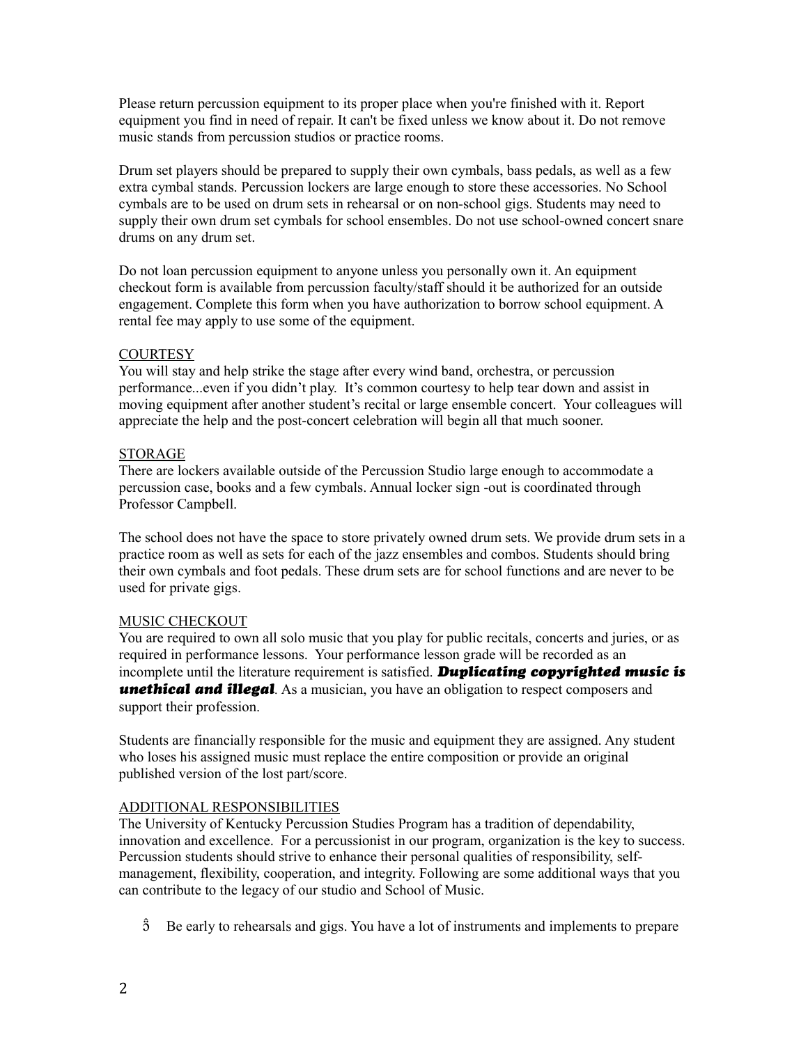Please return percussion equipment to its proper place when you're finished with it. Report equipment you find in need of repair. It can't be fixed unless we know about it. Do not remove music stands from percussion studios or practice rooms.

Drum set players should be prepared to supply their own cymbals, bass pedals, as well as a few extra cymbal stands. Percussion lockers are large enough to store these accessories. No School cymbals are to be used on drum sets in rehearsal or on non-school gigs. Students may need to supply their own drum set cymbals for school ensembles. Do not use school-owned concert snare drums on any drum set.

Do not loan percussion equipment to anyone unless you personally own it. An equipment checkout form is available from percussion faculty/staff should it be authorized for an outside engagement. Complete this form when you have authorization to borrow school equipment. A rental fee may apply to use some of the equipment.

## COURTESY

You will stay and help strike the stage after every wind band, orchestra, or percussion performance...even if you didn't play. It's common courtesy to help tear down and assist in moving equipment after another student's recital or large ensemble concert. Your colleagues will appreciate the help and the post-concert celebration will begin all that much sooner.

## STORAGE

There are lockers available outside of the Percussion Studio large enough to accommodate a percussion case, books and a few cymbals. Annual locker sign -out is coordinated through Professor Campbell.

The school does not have the space to store privately owned drum sets. We provide drum sets in a practice room as well as sets for each of the jazz ensembles and combos. Students should bring their own cymbals and foot pedals. These drum sets are for school functions and are never to be used for private gigs.

## MUSIC CHECKOUT

You are required to own all solo music that you play for public recitals, concerts and juries, or as required in performance lessons. Your performance lesson grade will be recorded as an incomplete until the literature requirement is satisfied. ***Duplicating copyrighted music is unethical and illegal***. As a musician, you have an obligation to respect composers and support their profession.

Students are financially responsible for the music and equipment they are assigned. Any student who loses his assigned music must replace the entire composition or provide an original published version of the lost part/score.

## ADDITIONAL RESPONSIBILITIES

The University of Kentucky Percussion Studies Program has a tradition of dependability, innovation and excellence. For a percussionist in our program, organization is the key to success. Percussion students should strive to enhance their personal qualities of responsibility, self-management, flexibility, cooperation, and integrity. Following are some additional ways that you can contribute to the legacy of our studio and School of Music.

- Be early to rehearsals and gigs. You have a lot of instruments and implements to prepare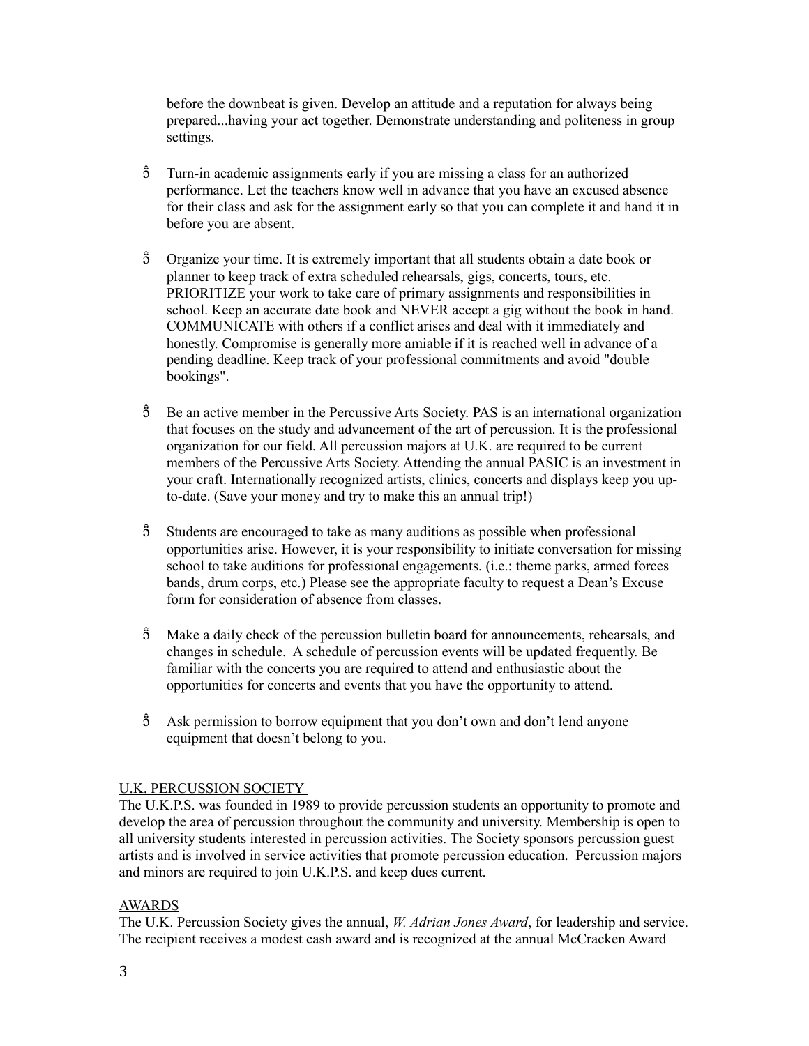before the downbeat is given. Develop an attitude and a reputation for always being prepared...having your act together. Demonstrate understanding and politeness in group settings.

- Turn-in academic assignments early if you are missing a class for an authorized performance. Let the teachers know well in advance that you have an excused absence for their class and ask for the assignment early so that you can complete it and hand it in before you are absent.

- Organize your time. It is extremely important that all students obtain a date book or planner to keep track of extra scheduled rehearsals, gigs, concerts, tours, etc. PRIORITIZE your work to take care of primary assignments and responsibilities in school. Keep an accurate date book and NEVER accept a gig without the book in hand. COMMUNICATE with others if a conflict arises and deal with it immediately and honestly. Compromise is generally more amiable if it is reached well in advance of a pending deadline. Keep track of your professional commitments and avoid "double bookings".

- Be an active member in the Percussive Arts Society. PAS is an international organization that focuses on the study and advancement of the art of percussion. It is the professional organization for our field. All percussion majors at U.K. are required to be current members of the Percussive Arts Society. Attending the annual PASIC is an investment in your craft. Internationally recognized artists, clinics, concerts and displays keep you up-to-date. (Save your money and try to make this an annual trip!)

- Students are encouraged to take as many auditions as possible when professional opportunities arise. However, it is your responsibility to initiate conversation for missing school to take auditions for professional engagements. (i.e.: theme parks, armed forces bands, drum corps, etc.) Please see the appropriate faculty to request a Dean's Excuse form for consideration of absence from classes.

- Make a daily check of the percussion bulletin board for announcements, rehearsals, and changes in schedule. A schedule of percussion events will be updated frequently. Be familiar with the concerts you are required to attend and enthusiastic about the opportunities for concerts and events that you have the opportunity to attend.

- Ask permission to borrow equipment that you don't own and don't lend anyone equipment that doesn't belong to you.

## U.K. PERCUSSION SOCIETY

The U.K.P.S. was founded in 1989 to provide percussion students an opportunity to promote and develop the area of percussion throughout the community and university. Membership is open to all university students interested in percussion activities. The Society sponsors percussion guest artists and is involved in service activities that promote percussion education. Percussion majors and minors are required to join U.K.P.S. and keep dues current.

## AWARDS

The U.K. Percussion Society gives the annual, *W. Adrian Jones Award*, for leadership and service. The recipient receives a modest cash award and is recognized at the annual McCracken Award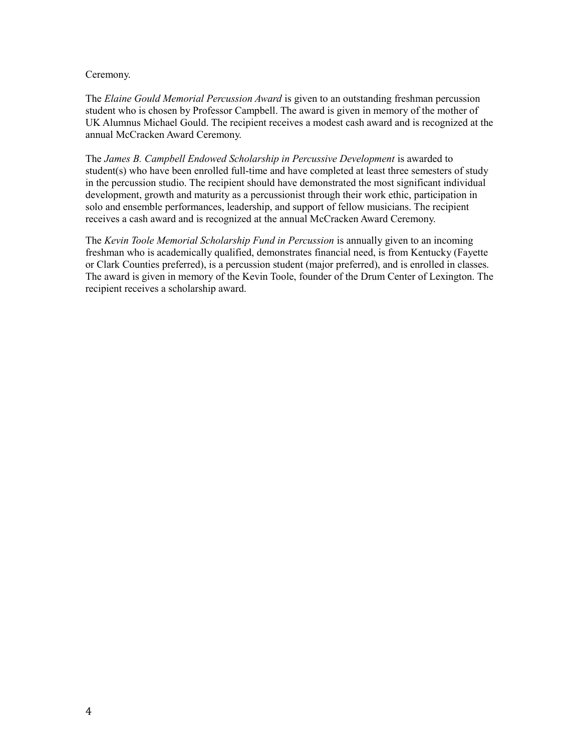Ceremony.

The *Elaine Gould Memorial Percussion Award* is given to an outstanding freshman percussion student who is chosen by Professor Campbell. The award is given in memory of the mother of UK Alumnus Michael Gould. The recipient receives a modest cash award and is recognized at the annual McCracken Award Ceremony.

The *James B. Campbell Endowed Scholarship in Percussive Development* is awarded to student(s) who have been enrolled full-time and have completed at least three semesters of study in the percussion studio. The recipient should have demonstrated the most significant individual development, growth and maturity as a percussionist through their work ethic, participation in solo and ensemble performances, leadership, and support of fellow musicians. The recipient receives a cash award and is recognized at the annual McCracken Award Ceremony.

The *Kevin Toole Memorial Scholarship Fund in Percussion* is annually given to an incoming freshman who is academically qualified, demonstrates financial need, is from Kentucky (Fayette or Clark Counties preferred), is a percussion student (major preferred), and is enrolled in classes. The award is given in memory of the Kevin Toole, founder of the Drum Center of Lexington. The recipient receives a scholarship award.